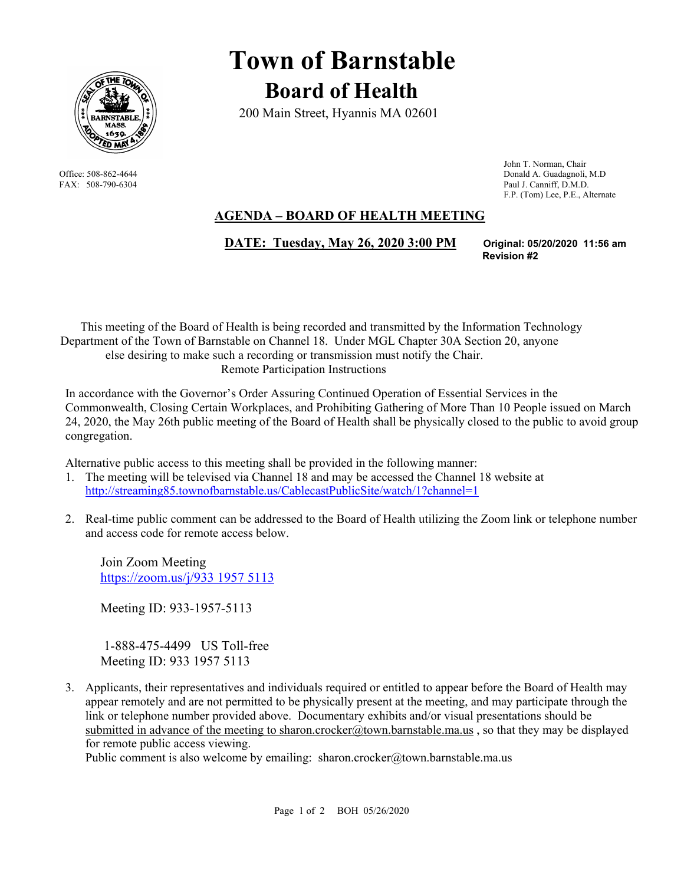# Town of Barnstable

## Board of Health

200 Main Street, Hyannis MA 02601

Office: 508-862-4644
FAX: 508-790-6304

John T. Norman, Chair
Donald A. Guadagnoli, M.D
Paul J. Canniff, D.M.D.
F.P. (Tom) Lee, P.E., Alternate

### AGENDA – BOARD OF HEALTH MEETING

**DATE: Tuesday, May 26, 2020 3:00 PM**

**Original: 05/20/2020 11:56 am**
**Revision #2**

This meeting of the Board of Health is being recorded and transmitted by the Information Technology Department of the Town of Barnstable on Channel 18. Under MGL Chapter 30A Section 20, anyone else desiring to make such a recording or transmission must notify the Chair.

Remote Participation Instructions

In accordance with the Governor's Order Assuring Continued Operation of Essential Services in the Commonwealth, Closing Certain Workplaces, and Prohibiting Gathering of More Than 10 People issued on March 24, 2020, the May 26th public meeting of the Board of Health shall be physically closed to the public to avoid group congregation.

Alternative public access to this meeting shall be provided in the following manner:

1. The meeting will be televised via Channel 18 and may be accessed the Channel 18 website at http://streaming85.townofbarnstable.us/CablecastPublicSite/watch/1?channel=1

2. Real-time public comment can be addressed to the Board of Health utilizing the Zoom link or telephone number and access code for remote access below.

   Join Zoom Meeting
   https://zoom.us/j/933 1957 5113

   Meeting ID: 933-1957-5113

   1-888-475-4499 US Toll-free
   Meeting ID: 933 1957 5113

3. Applicants, their representatives and individuals required or entitled to appear before the Board of Health may appear remotely and are not permitted to be physically present at the meeting, and may participate through the link or telephone number provided above. Documentary exhibits and/or visual presentations should be submitted in advance of the meeting to sharon.crocker@town.barnstable.ma.us , so that they may be displayed for remote public access viewing.
   Public comment is also welcome by emailing: sharon.crocker@town.barnstable.ma.us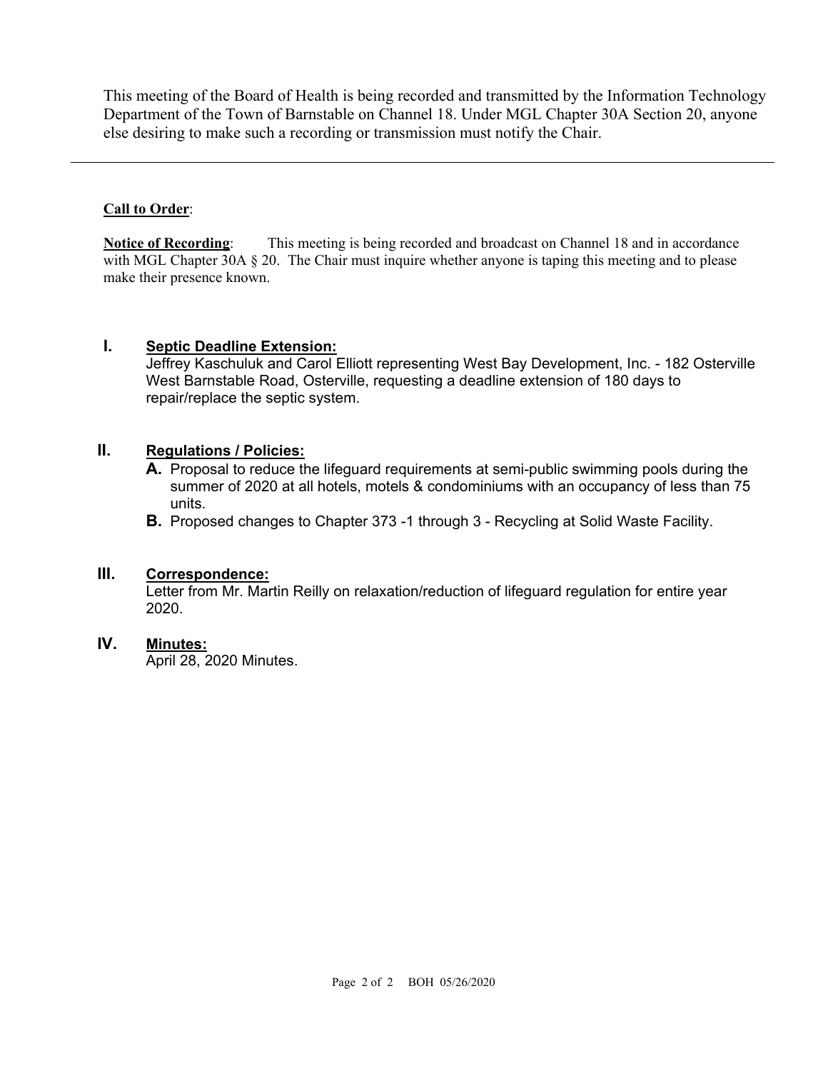This meeting of the Board of Health is being recorded and transmitted by the Information Technology Department of the Town of Barnstable on Channel 18. Under MGL Chapter 30A Section 20, anyone else desiring to make such a recording or transmission must notify the Chair.

---

**Call to Order**:

**Notice of Recording**: This meeting is being recorded and broadcast on Channel 18 and in accordance with MGL Chapter 30A § 20. The Chair must inquire whether anyone is taping this meeting and to please make their presence known.

**I. Septic Deadline Extension:**

Jeffrey Kaschuluk and Carol Elliott representing West Bay Development, Inc. - 182 Osterville West Barnstable Road, Osterville, requesting a deadline extension of 180 days to repair/replace the septic system.

**II. Regulations / Policies:**

**A.** Proposal to reduce the lifeguard requirements at semi-public swimming pools during the summer of 2020 at all hotels, motels & condominiums with an occupancy of less than 75 units.

**B.** Proposed changes to Chapter 373 -1 through 3 - Recycling at Solid Waste Facility.

**III. Correspondence:**

Letter from Mr. Martin Reilly on relaxation/reduction of lifeguard regulation for entire year 2020.

**IV. Minutes:**

April 28, 2020 Minutes.